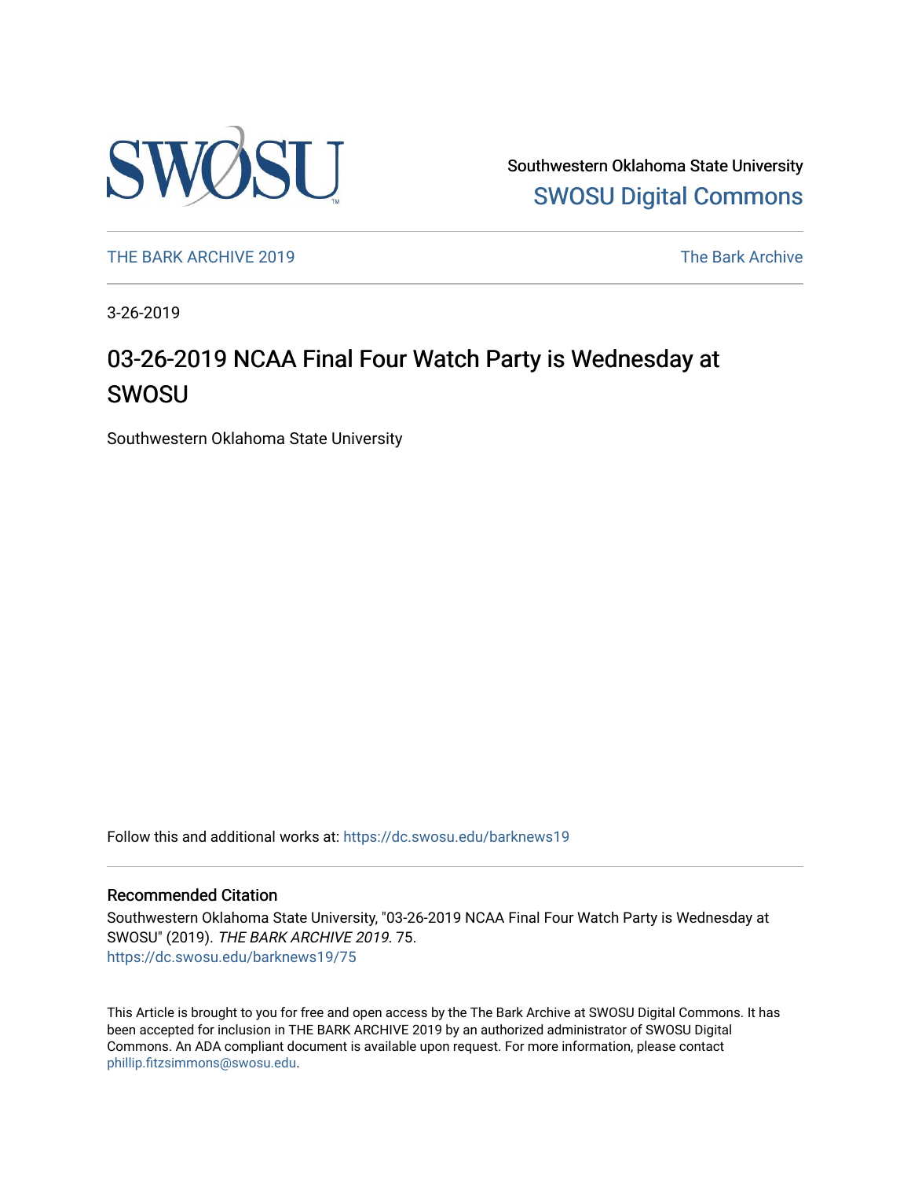Southwestern Oklahoma State University

SWOSU Digital Commons

THE BARK ARCHIVE 2019

The Bark Archive

3-26-2019

# 03-26-2019 NCAA Final Four Watch Party is Wednesday at SWOSU

Southwestern Oklahoma State University

Follow this and additional works at: https://dc.swosu.edu/barknews19

## Recommended Citation

Southwestern Oklahoma State University, "03-26-2019 NCAA Final Four Watch Party is Wednesday at SWOSU" (2019). *THE BARK ARCHIVE 2019*. 75.
https://dc.swosu.edu/barknews19/75

This Article is brought to you for free and open access by the The Bark Archive at SWOSU Digital Commons. It has been accepted for inclusion in THE BARK ARCHIVE 2019 by an authorized administrator of SWOSU Digital Commons. An ADA compliant document is available upon request. For more information, please contact phillip.fitzsimmons@swosu.edu.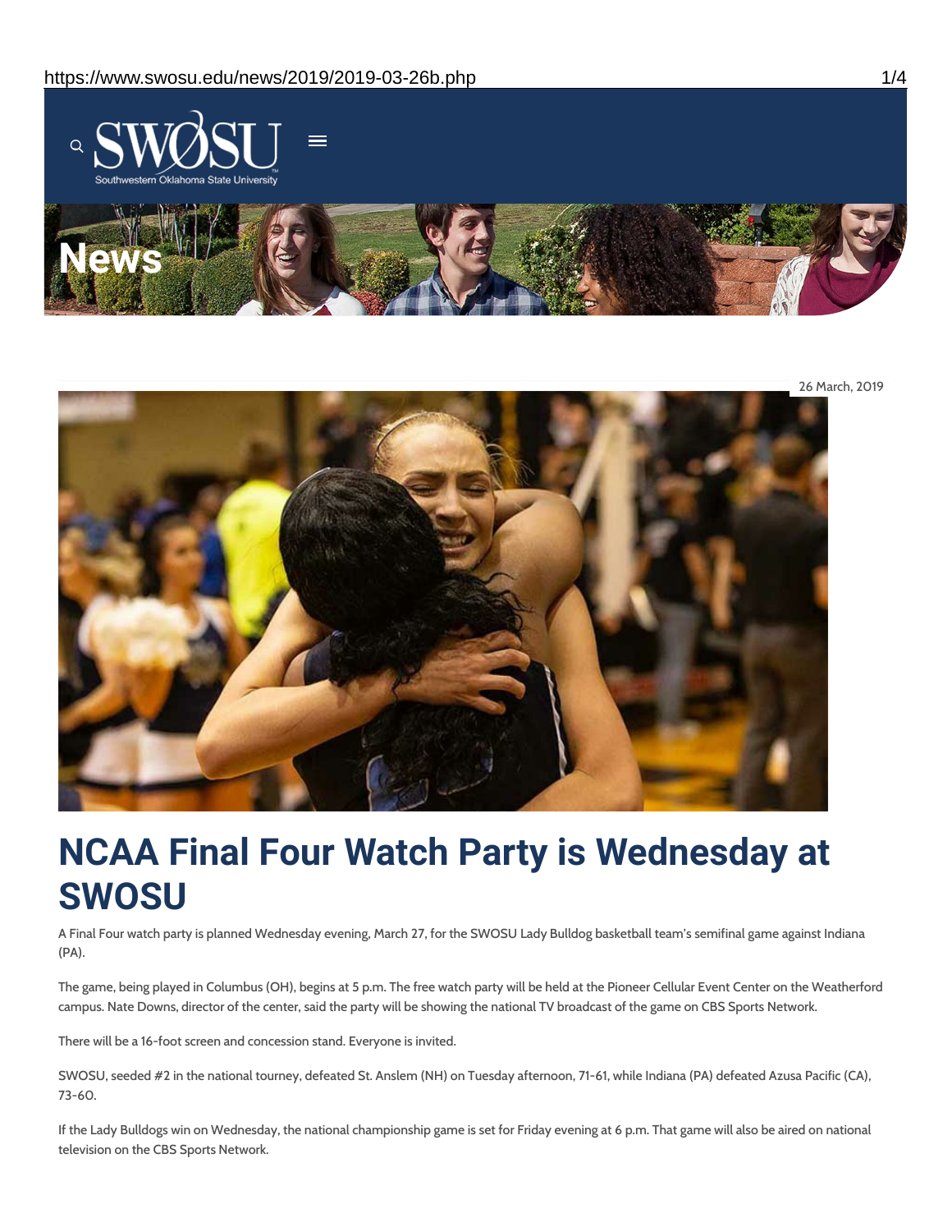News

26 March, 2019

# NCAA Final Four Watch Party is Wednesday at SWOSU

A Final Four watch party is planned Wednesday evening, March 27, for the SWOSU Lady Bulldog basketball team's semifinal game against Indiana (PA).

The game, being played in Columbus (OH), begins at 5 p.m. The free watch party will be held at the Pioneer Cellular Event Center on the Weatherford campus. Nate Downs, director of the center, said the party will be showing the national TV broadcast of the game on CBS Sports Network.

There will be a 16-foot screen and concession stand. Everyone is invited.

SWOSU, seeded #2 in the national tourney, defeated St. Anslem (NH) on Tuesday afternoon, 71-61, while Indiana (PA) defeated Azusa Pacific (CA), 73-60.

If the Lady Bulldogs win on Wednesday, the national championship game is set for Friday evening at 6 p.m. That game will also be aired on national television on the CBS Sports Network.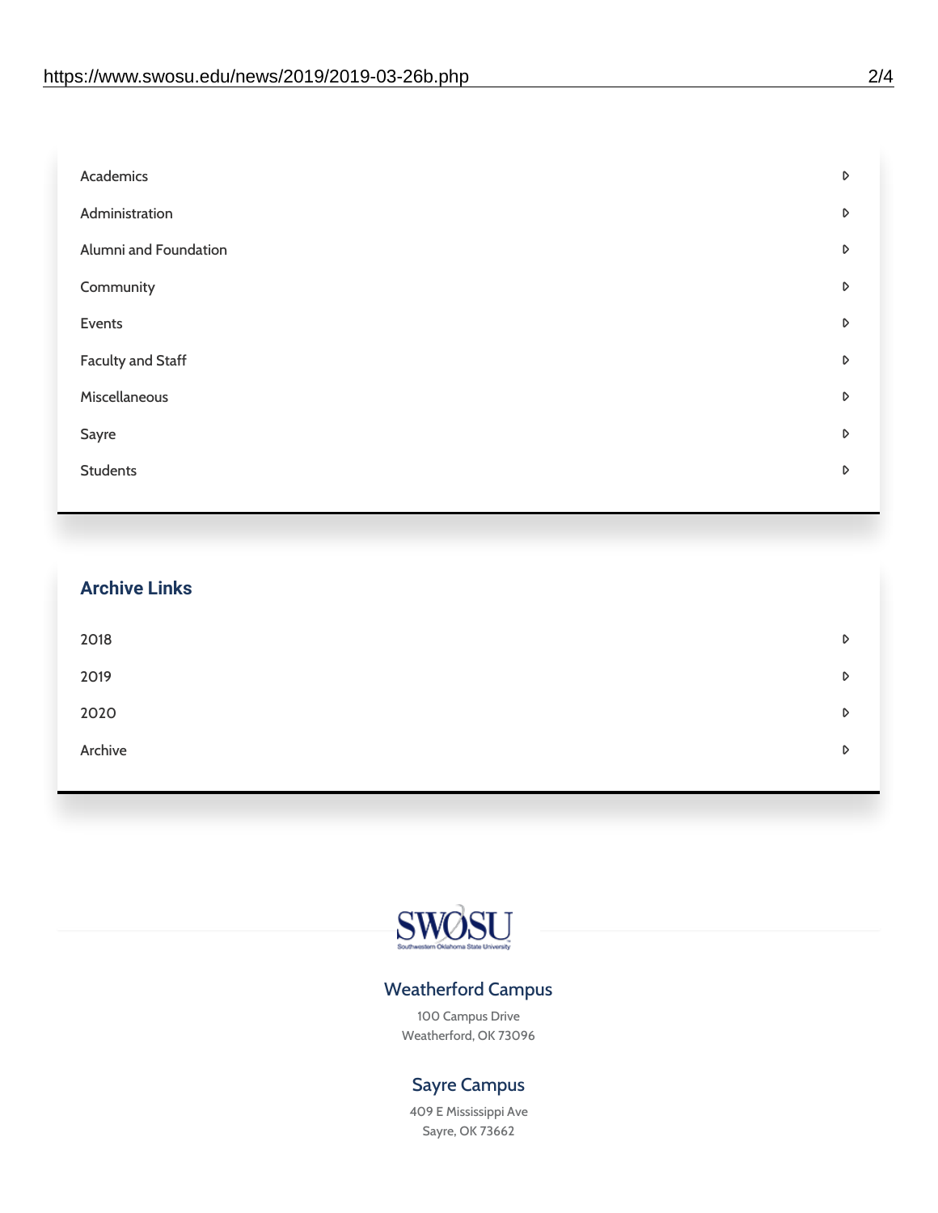- Academics
- Administration
- Alumni and Foundation
- Community
- Events
- Faculty and Staff
- Miscellaneous
- Sayre
- Students

## Archive Links

- 2018
- 2019
- 2020
- Archive

### Weatherford Campus

100 Campus Drive
Weatherford, OK 73096

### Sayre Campus

409 E Mississippi Ave
Sayre, OK 73662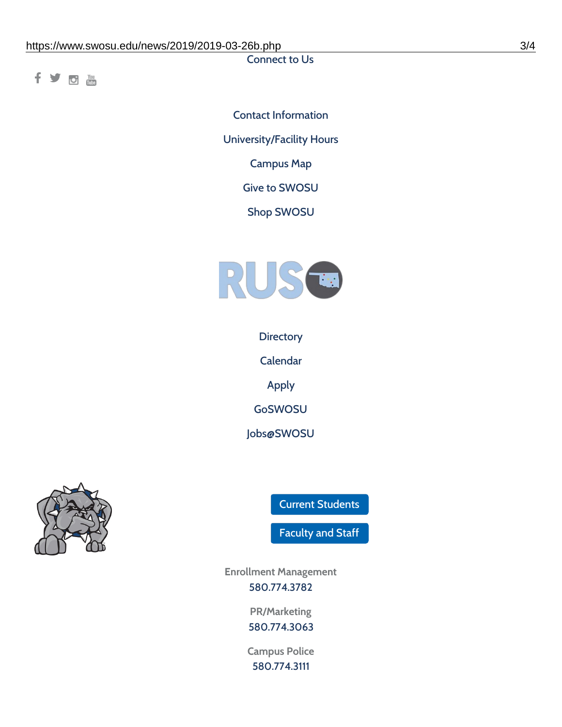Connect to Us

Contact Information

University/Facility Hours

Campus Map

Give to SWOSU

Shop SWOSU

Directory

Calendar

Apply

GoSWOSU

Jobs@SWOSU

Current Students

Faculty and Staff

Enrollment Management
580.774.3782

PR/Marketing
580.774.3063

Campus Police
580.774.3111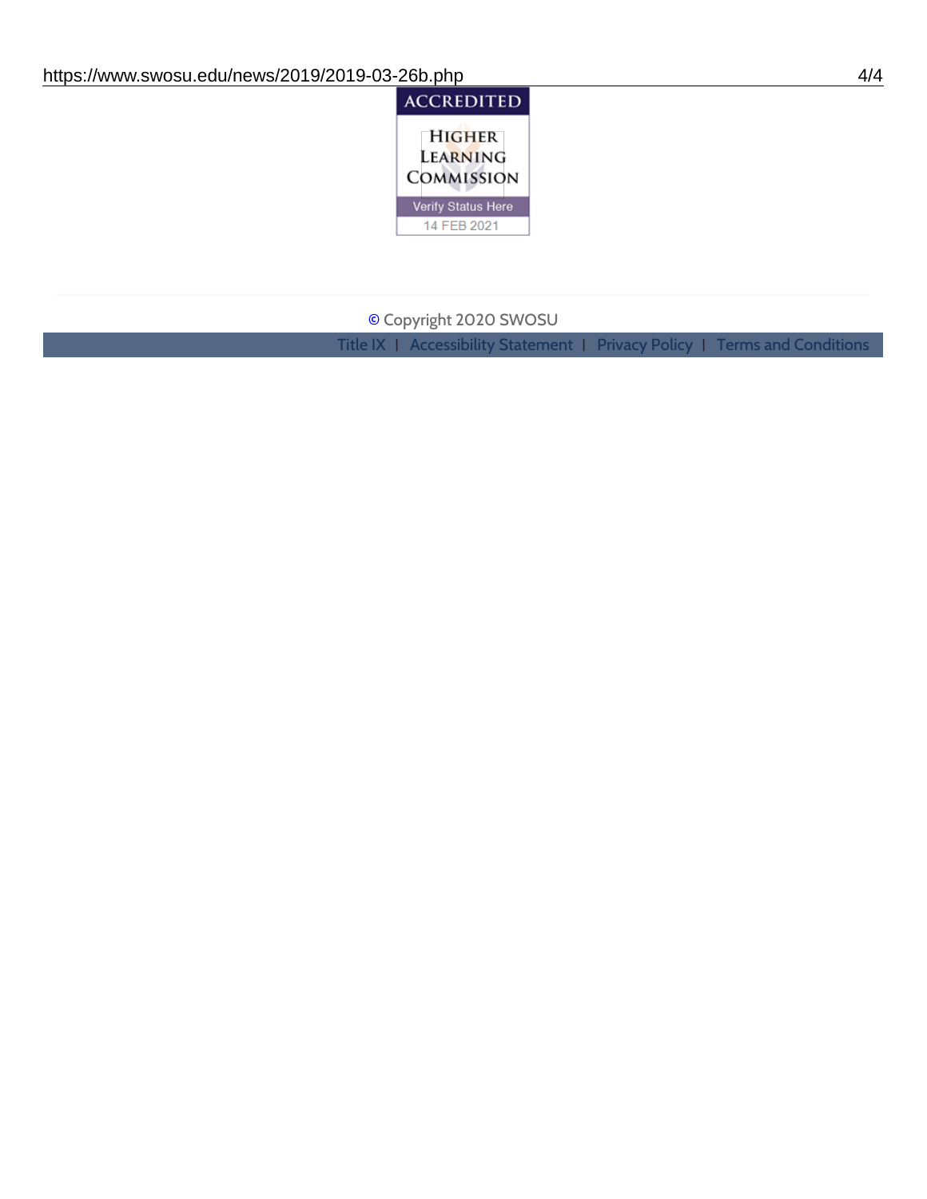ACCREDITED

HIGHER LEARNING COMMISSION

Verify Status Here

14 FEB 2021

© Copyright 2020 SWOSU

Title IX | Accessibility Statement | Privacy Policy | Terms and Conditions